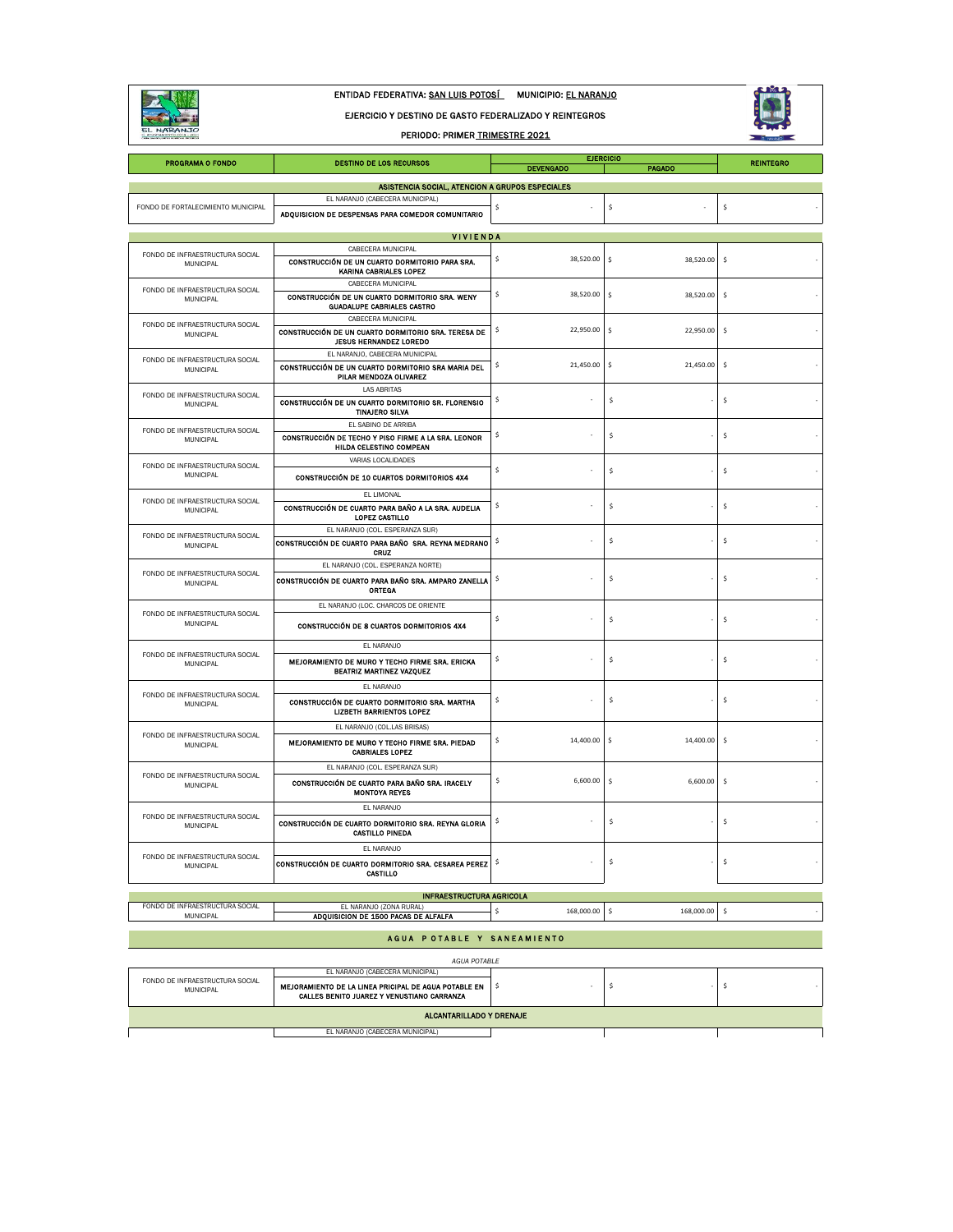**ENTIDAD FEDERATIVA: SAN LUIS POTOSÍ MUNICIPIO: EL NARANJO**

**EJERCICIO Y DESTINO DE GASTO FEDERALIZADO Y REINTEGROS**

**PERIODO: PRIMER TRIMESTRE 2021**

| PROGRAMA O FONDO | DESTINO DE LOS RECURSOS | EJERCICIO | | REINTEGRO |
|---|---|---|---|---|
| | | DEVENGADO | PAGADO | |
| **ASISTENCIA SOCIAL, ATENCION A GRUPOS ESPECIALES** | | | | |
| FONDO DE FORTALECIMIENTO MUNICIPAL | EL NARANJO (CABECERA MUNICIPAL) **ADQUISICION DE DESPENSAS PARA COMEDOR COMUNITARIO** | $ - | $ - | $ - |
| **VIVIENDA** | | | | |
| FONDO DE INFRAESTRUCTURA SOCIAL MUNICIPAL | CABECERA MUNICIPAL **CONSTRUCCIÓN DE UN CUARTO DORMITORIO PARA SRA. KARINA CABRIALES LOPEZ** | $ 38,520.00 | $ 38,520.00 | $ - |
| FONDO DE INFRAESTRUCTURA SOCIAL MUNICIPAL | CABECERA MUNICIPAL **CONSTRUCCIÓN DE UN CUARTO DORMITORIO SRA. WENY GUADALUPE CABRIALES CASTRO** | $ 38,520.00 | $ 38,520.00 | $ - |
| FONDO DE INFRAESTRUCTURA SOCIAL MUNICIPAL | CABECERA MUNICIPAL **CONSTRUCCIÓN DE UN CUARTO DORMITORIO SRA. TERESA DE JESUS HERNANDEZ LOREDO** | $ 22,950.00 | $ 22,950.00 | $ - |
| FONDO DE INFRAESTRUCTURA SOCIAL MUNICIPAL | EL NARANJO, CABECERA MUNICIPAL **CONSTRUCCIÓN DE UN CUARTO DORMITORIO SRA MARIA DEL PILAR MENDOZA OLIVAREZ** | $ 21,450.00 | $ 21,450.00 | $ - |
| FONDO DE INFRAESTRUCTURA SOCIAL MUNICIPAL | LAS ABRITAS **CONSTRUCCIÓN DE UN CUARTO DORMITORIO SR. FLORENSIO TINAJERO SILVA** | $ - | $ - | $ - |
| FONDO DE INFRAESTRUCTURA SOCIAL MUNICIPAL | EL SABINO DE ARRIBA **CONSTRUCCIÓN DE TECHO Y PISO FIRME A LA SRA. LEONOR HILDA CELESTINO COMPEAN** | $ - | $ - | $ - |
| FONDO DE INFRAESTRUCTURA SOCIAL MUNICIPAL | VARIAS LOCALIDADES **CONSTRUCCIÓN DE 10 CUARTOS DORMITORIOS 4X4** | $ - | $ - | $ - |
| FONDO DE INFRAESTRUCTURA SOCIAL MUNICIPAL | EL LIMONAL **CONSTRUCCIÓN DE CUARTO PARA BAÑO A LA SRA. AUDELIA LOPEZ CASTILLO** | $ - | $ - | $ - |
| FONDO DE INFRAESTRUCTURA SOCIAL MUNICIPAL | EL NARANJO (COL. ESPERANZA SUR) **CONSTRUCCIÓN DE CUARTO PARA BAÑO SRA. REYNA MEDRANO CRUZ** | $ - | $ - | $ - |
| FONDO DE INFRAESTRUCTURA SOCIAL MUNICIPAL | EL NARANJO (COL. ESPERANZA NORTE) **CONSTRUCCIÓN DE CUARTO PARA BAÑO SRA. AMPARO ZANELLA ORTEGA** | $ - | $ - | $ - |
| FONDO DE INFRAESTRUCTURA SOCIAL MUNICIPAL | EL NARANJO (LOC. CHARCOS DE ORIENTE **CONSTRUCCIÓN DE 8 CUARTOS DORMITORIOS 4X4** | $ - | $ - | $ - |
| FONDO DE INFRAESTRUCTURA SOCIAL MUNICIPAL | EL NARANJO **MEJORAMIENTO DE MURO Y TECHO FIRME SRA. ERICKA BEATRIZ MARTINEZ VAZQUEZ** | $ - | $ - | $ - |
| FONDO DE INFRAESTRUCTURA SOCIAL MUNICIPAL | EL NARANJO **CONSTRUCCIÓN DE CUARTO DORMITORIO SRA. MARTHA LIZBETH BARRIENTOS LOPEZ** | $ - | $ - | $ - |
| FONDO DE INFRAESTRUCTURA SOCIAL MUNICIPAL | EL NARANJO (COL.LAS BRISAS) **MEJORAMIENTO DE MURO Y TECHO FIRME SRA. PIEDAD CABRIALES LOPEZ** | $ 14,400.00 | $ 14,400.00 | $ - |
| FONDO DE INFRAESTRUCTURA SOCIAL MUNICIPAL | EL NARANJO (COL. ESPERANZA SUR) **CONSTRUCCIÓN DE CUARTO PARA BAÑO SRA. IRACELY MONTOYA REYES** | $ 6,600.00 | $ 6,600.00 | $ - |
| FONDO DE INFRAESTRUCTURA SOCIAL MUNICIPAL | EL NARANJO **CONSTRUCCIÓN DE CUARTO DORMITORIO SRA. REYNA GLORIA CASTILLO PINEDA** | $ - | $ - | $ - |
| FONDO DE INFRAESTRUCTURA SOCIAL MUNICIPAL | EL NARANJO **CONSTRUCCIÓN DE CUARTO DORMITORIO SRA. CESAREA PEREZ CASTILLO** | $ - | $ - | $ - |
| **INFRAESTRUCTURA AGRICOLA** | | | | |
| FONDO DE INFRAESTRUCTURA SOCIAL MUNICIPAL | EL NARANJO (ZONA RURAL) **ADQUISICION DE 1500 PACAS DE ALFALFA** | $ 168,000.00 | $ 168,000.00 | $ - |
| **AGUA POTABLE Y SANEAMIENTO** | | | | |
| *AGUA POTABLE* | | | | |
| FONDO DE INFRAESTRUCTURA SOCIAL MUNICIPAL | EL NARANJO (CABECERA MUNICIPAL) **MEJORAMIENTO DE LA LINEA PRICIPAL DE AGUA POTABLE EN CALLES BENITO JUAREZ Y VENUSTIANO CARRANZA** | $ - | $ - | $ - |
| **ALCANTARILLADO Y DRENAJE** | | | | |
| | EL NARANJO (CABECERA MUNICIPAL) | | | |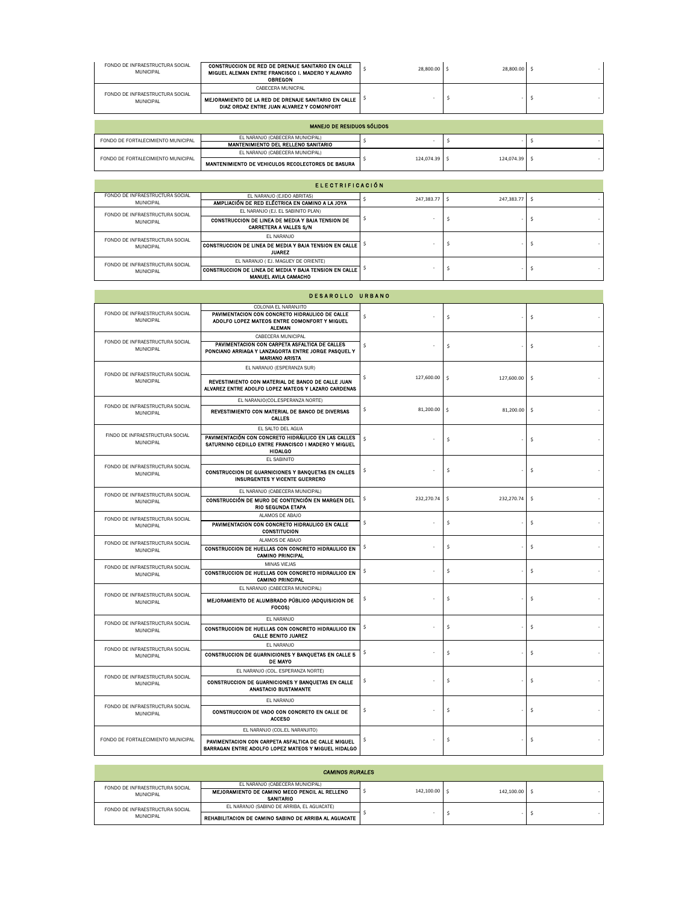| | | | | |
|---|---|---|---|---|
| FONDO DE INFRAESTRUCTURA SOCIAL MUNICIPAL | **CONSTRUCCION DE RED DE DRENAJE SANITARIO EN CALLE MIGUEL ALEMAN ENTRE FRANCISCO I. MADERO Y ALAVARO OBREGON** | $ 28,800.00 | $ 28,800.00 | $ - |
| FONDO DE INFRAESTRUCTURA SOCIAL MUNICIPAL | CABECERA MUNICPAL<br>**MEJORAMIENTO DE LA RED DE DRENAJE SANITARIO EN CALLE DIAZ ORDAZ ENTRE JUAN ALVAREZ Y COMONFORT** | $ - | $ - | $ - |

| **MANEJO DE RESIDUOS SÓLIDOS** | | | | |
|---|---|---|---|---|
| FONDO DE FORTALECIMIENTO MUNICIPAL | EL NARANJO (CABECERA MUNICIPAL)<br>**MANTENIMIENTO DEL RELLENO SANITARIO** | $ - | $ - | $ - |
| FONDO DE FORTALECIMIENTO MUNICIPAL | EL NARANJO (CABECERA MUNICIPAL)<br>**MANTENIMIENTO DE VEHICULOS RECOLECTORES DE BASURA** | $ 124,074.39 | $ 124,074.39 | $ - |

| **ELECTRIFICACIÓN** | | | | |
|---|---|---|---|---|
| FONDO DE INFRAESTRUCTURA SOCIAL MUNICIPAL | EL NARANJO (EJIDO ABRITAS)<br>**AMPLIACIÓN DE RED ELÉCTRICA EN CAMINO A LA JOYA** | $ 247,383.77 | $ 247,383.77 | $ - |
| FONDO DE INFRAESTRUCTURA SOCIAL MUNICIPAL | EL NARANJO (EJ. EL SABINITO PLAN)<br>**CONSTRUCCION DE LINEA DE MEDIA Y BAJA TENSION DE CARRETERA A VALLES S/N** | $ - | $ - | $ - |
| FONDO DE INFRAESTRUCTURA SOCIAL MUNICIPAL | EL NARANJO<br>**CONSTRUCCION DE LINEA DE MEDIA Y BAJA TENSION EN CALLE JUAREZ** | $ - | $ - | $ - |
| FONDO DE INFRAESTRUCTURA SOCIAL MUNICIPAL | EL NARANJO ( EJ. MAGUEY DE ORIENTE)<br>**CONSTRUCCION DE LINEA DE MEDIA Y BAJA TENSION EN CALLE MANUEL AVILA CAMACHO** | $ - | $ - | $ - |

| **DESARROLLO URBANO** | | | | |
|---|---|---|---|---|
| FONDO DE INFRAESTRUCTURA SOCIAL MUNICIPAL | COLONIA EL NARANJITO<br>**PAVIMENTACION CON CONCRETO HIDRAULICO DE CALLE ADOLFO LOPEZ MATEOS ENTRE COMONFORT Y MIGUEL ALEMAN** | $ - | $ - | $ - |
| FONDO DE INFRAESTRUCTURA SOCIAL MUNICIPAL | CABECERA MUNICIPAL<br>**PAVIMENTACION CON CARPETA ASFALTICA DE CALLES PONCIANO ARRIAGA Y LANZAGORTA ENTRE JORGE PASQUEL Y MARIANO ARISTA** | $ - | $ - | $ - |
| FONDO DE INFRAESTRUCTURA SOCIAL MUNICIPAL | EL NARANJO (ESPERANZA SUR)<br>**REVESTIMIENTO CON MATERIAL DE BANCO DE CALLE JUAN ALVAREZ ENTRE ADOLFO LOPEZ MATEOS Y LAZARO CARDENAS** | $ 127,600.00 | $ 127,600.00 | $ - |
| FONDO DE INFRAESTRUCTURA SOCIAL MUNICIPAL | EL NARANJO(COL.ESPERANZA NORTE)<br>**REVESTIMIENTO CON MATERIAL DE BANCO DE DIVERSAS CALLES** | $ 81,200.00 | $ 81,200.00 | $ - |
| FINDO DE INFRAESTRUCTURA SOCIAL MUNICIPAL | EL SALTO DEL AGUA<br>**PAVIMENTACIÓN CON CONCRETO HIDRÁULICO EN LAS CALLES SATURNINO CEDILLO ENTRE FRANCISCO I MADERO Y MIGUEL HIDALGO** | $ - | $ - | $ - |
| FONDO DE INFRAESTRUCTURA SOCIAL MUNICIPAL | EL SABINITO<br>**CONSTRUCCION DE GUARNICIONES Y BANQUETAS EN CALLES INSURGENTES Y VICENTE GUERRERO** | $ - | $ - | $ - |
| FONDO DE INFRAESTRUCTURA SOCIAL MUNICIPAL | EL NARANJO (CABECERA MUNICIPAL)<br>**CONSTRUCCIÓN DE MURO DE CONTENCIÓN EN MARGEN DEL RIO SEGUNDA ETAPA** | $ 232,270.74 | $ 232,270.74 | $ - |
| FONDO DE INFRAESTRUCTURA SOCIAL MUNICIPAL | ALAMOS DE ABAJO<br>**PAVIMENTACION CON CONCRETO HIDRAULICO EN CALLE CONSTITUCION** | $ - | $ - | $ - |
| FONDO DE INFRAESTRUCTURA SOCIAL MUNICIPAL | ALAMOS DE ABAJO<br>**CONSTRUCCION DE HUELLAS CON CONCRETO HIDRAULICO EN CAMINO PRINCIPAL** | $ - | $ - | $ - |
| FONDO DE INFRAESTRUCTURA SOCIAL MUNICIPAL | MINAS VIEJAS<br>**CONSTRUCCION DE HUELLAS CON CONCRETO HIDRAULICO EN CAMINO PRINCIPAL** | $ - | $ - | $ - |
| FONDO DE INFRAESTRUCTURA SOCIAL MUNICIPAL | EL NARANJO (CABECERA MUNICIPAL)<br>**MEJORAMIENTO DE ALUMBRADO PÚBLICO (ADQUISICION DE FOCOS)** | $ - | $ - | $ - |
| FONDO DE INFRAESTRUCTURA SOCIAL MUNICIPAL | EL NARANJO<br>**CONSTRUCCION DE HUELLAS CON CONCRETO HIDRAULICO EN CALLE BENITO JUAREZ** | $ - | $ - | $ - |
| FONDO DE INFRAESTRUCTURA SOCIAL MUNICIPAL | EL NARANJO<br>**CONSTRUCCION DE GUARNICIONES Y BANQUETAS EN CALLE 5 DE MAYO** | $ - | $ - | $ - |
| FONDO DE INFRAESTRUCTURA SOCIAL MUNICIPAL | EL NARANJO (COL. ESPERANZA NORTE)<br>**CONSTRUCCION DE GUARNICIONES Y BANQUETAS EN CALLE ANASTACIO BUSTAMANTE** | $ - | $ - | $ - |
| FONDO DE INFRAESTRUCTURA SOCIAL MUNICIPAL | EL NARANJO<br>**CONSTRUCCION DE VADO CON CONCRETO EN CALLE DE ACCESO** | $ - | $ - | $ - |
| FONDO DE FORTALECIMIENTO MUNICIPAL | EL NARANJO (COL.EL NARANJITO)<br>**PAVIMENTACION CON CARPETA ASFALTICA DE CALLE MIGUEL BARRAGAN ENTRE ADOLFO LOPEZ MATEOS Y MIGUEL HIDALGO** | $ - | $ - | $ - |

| ***CAMINOS RURALES*** | | | | |
|---|---|---|---|---|
| FONDO DE INFRAESTRUCTURA SOCIAL MUNICIPAL | EL NARANJO (CABECERA MUNICIPAL)<br>**MEJORAMIENTO DE CAMINO MECO PENCIL AL RELLENO SANITARIO** | $ 142,100.00 | $ 142,100.00 | $ - |
| FONDO DE INFRAESTRUCTURA SOCIAL MUNICIPAL | EL NARANJO (SABINO DE ARRIBA, EL AGUACATE)<br>**REHABILITACION DE CAMINO SABINO DE ARRIBA AL AGUACATE** | $ - | $ - | $ - |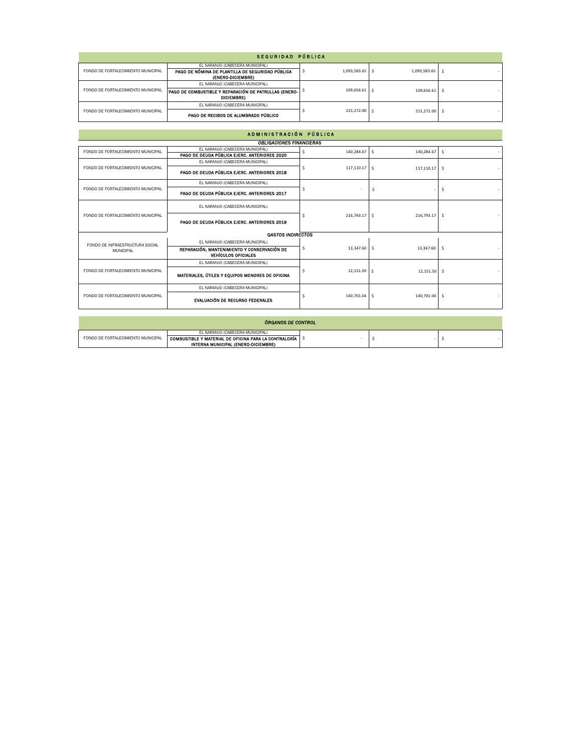| SEGURIDAD PÚBLICA | | | | |
|---|---|---|---|---|
| FONDO DE FORTALECIMIENTO MUNICIPAL | EL NARANJO (CABECERA MUNICIPAL)<br>**PAGO DE NÓMINA DE PLANTILLA DE SEGURIDAD PÚBLICA (ENERO-DICIEMBRE)** | $ 1,093,583.65 | $ 1,093,583.65 | $ - |
| FONDO DE FORTALECIMIENTO MUNICIPAL | EL NARANJO (CABECERA MUNICIPAL)<br>**PAGO DE COMBUSTIBLE Y REPARACIÓN DE PATRULLAS (ENERO-DICIEMBRE)** | $ 109,656.61 | $ 109,656.61 | $ - |
| FONDO DE FORTALECIMIENTO MUNICIPAL | EL NARANJO (CABECERA MUNICIPAL)<br>**PAGO DE RECIBOS DE ALUMBRADO PÚBLICO** | $ 215,272.00 | $ 215,272.00 | $ - |

| ADMINISTRACIÓN PÚBLICA | | | | |
|---|---|---|---|---|
| | *OBLIGACIONES FINANCIERAS* | | | |
| FONDO DE FORTALECIMIENTO MUNICIPAL | EL NARANJO (CABECERA MUNICIPAL)<br>**PAGO DE DEUDA PÚBLICA EJERC. ANTERIORES 2020** | $ 140,284.67 | $ 140,284.67 | $ - |
| FONDO DE FORTALECIMIENTO MUNICIPAL | EL NARANJO (CABECERA MUNICIPAL)<br>**PAGO DE DEUDA PÚBLICA EJERC. ANTERIORES 2018** | $ 117,110.17 | $ 117,110.17 | $ - |
| FONDO DE FORTALECIMIENTO MUNICIPAL | EL NARANJO (CABECERA MUNICIPAL)<br>**PAGO DE DEUDA PÚBLICA EJERC. ANTERIORES 2017** | $ - | $ - | $ - |
| FONDO DE FORTALECIMIENTO MUNICIPAL | EL NARANJO (CABECERA MUNICIPAL)<br>**PAGO DE DEUDA PÚBLICA EJERC. ANTERIORES 2019** | $ 216,793.17 | $ 216,793.17 | $ - |
| | *GASTOS INDIRECTOS* | | | |
| FONDO DE INFRAESTRUCTURA SOCIAL MUNICIPAL | EL NARANJO (CABECERA MUNICIPAL)<br>**REPARACIÓN, MANTENIMIENTO Y CONSERVACIÓN DE VEHÍCULOS OFICIALES** | $ 13,347.60 | $ 13,347.60 | $ - |
| FONDO DE FORTALECIMIENTO MUNICIPAL | EL NARANJO (CABECERA MUNICIPAL)<br>**MATERIALES, ÚTILES Y EQUIPOS MENORES DE OFICINA** | $ 12,151.50 | $ 12,151.50 | $ - |
| FONDO DE FORTALECIMIENTO MUNICIPAL | EL NARANJO (CABECERA MUNICIPAL)<br>**EVALUACIÓN DE RECURSO FEDERALES** | $ 140,701.04 | $ 140,701.04 | $ - |

| *ÓRGANOS DE CONTROL* | | | | |
|---|---|---|---|---|
| FONDO DE FORTALECIMIENTO MUNICIPAL | EL NARANJO (CABECERA MUNICIPAL)<br>**COMBUSTIBLE Y MATERIAL DE OFICINA PARA LA CONTRALORÍA INTERNA MUNICIPAL (ENERO-DICIEMBRE)** | $ - | $ - | $ - |